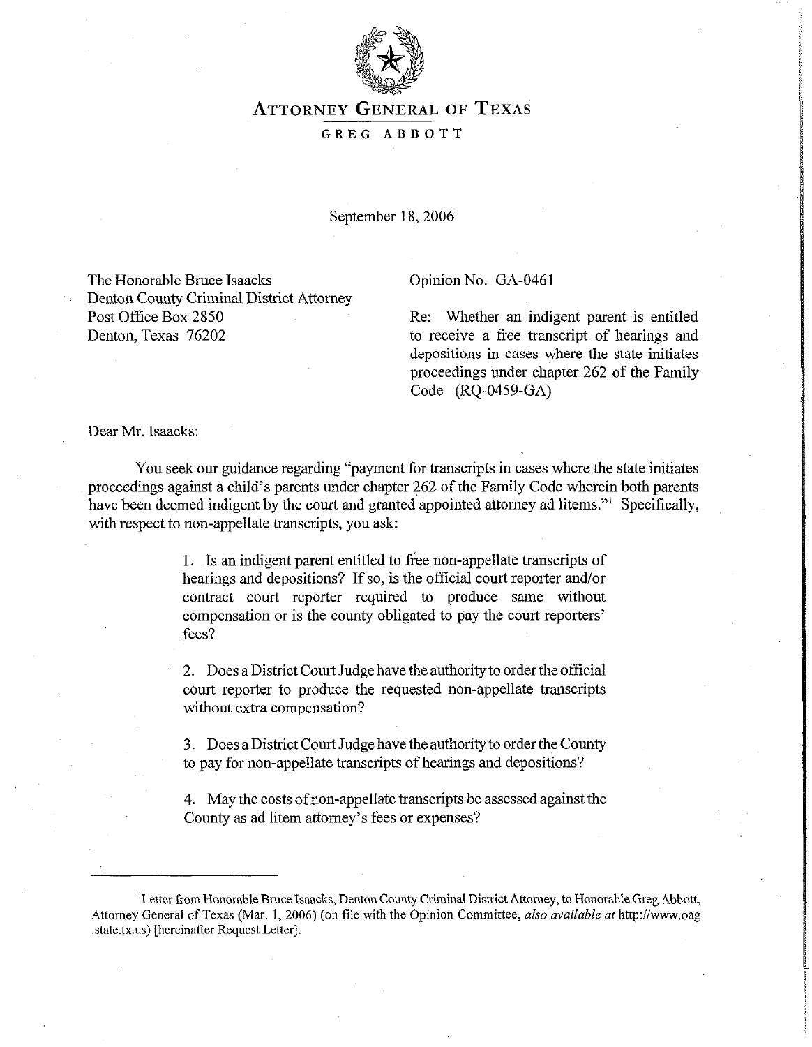# ATTORNEY GENERAL OF TEXAS

GREG ABBOTT

September 18, 2006

The Honorable Bruce Isaacks
Denton County Criminal District Attorney
Post Office Box 2850
Denton, Texas 76202

Opinion No. GA-0461

Re: Whether an indigent parent is entitled to receive a free transcript of hearings and depositions in cases where the state initiates proceedings under chapter 262 of the Family Code (RQ-0459-GA)

Dear Mr. Isaacks:

You seek our guidance regarding "payment for transcripts in cases where the state initiates proceedings against a child's parents under chapter 262 of the Family Code wherein both parents have been deemed indigent by the court and granted appointed attorney ad litems."[1] Specifically, with respect to non-appellate transcripts, you ask:

> 1. Is an indigent parent entitled to free non-appellate transcripts of hearings and depositions? If so, is the official court reporter and/or contract court reporter required to produce same without compensation or is the county obligated to pay the court reporters' fees?
>
> 2. Does a District Court Judge have the authority to order the official court reporter to produce the requested non-appellate transcripts without extra compensation?
>
> 3. Does a District Court Judge have the authority to order the County to pay for non-appellate transcripts of hearings and depositions?
>
> 4. May the costs of non-appellate transcripts be assessed against the County as ad litem attorney's fees or expenses?

---

[1]Letter from Honorable Bruce Isaacks, Denton County Criminal District Attorney, to Honorable Greg Abbott, Attorney General of Texas (Mar. 1, 2006) (on file with the Opinion Committee, *also available at* http://www.oag.state.tx.us) [hereinafter Request Letter].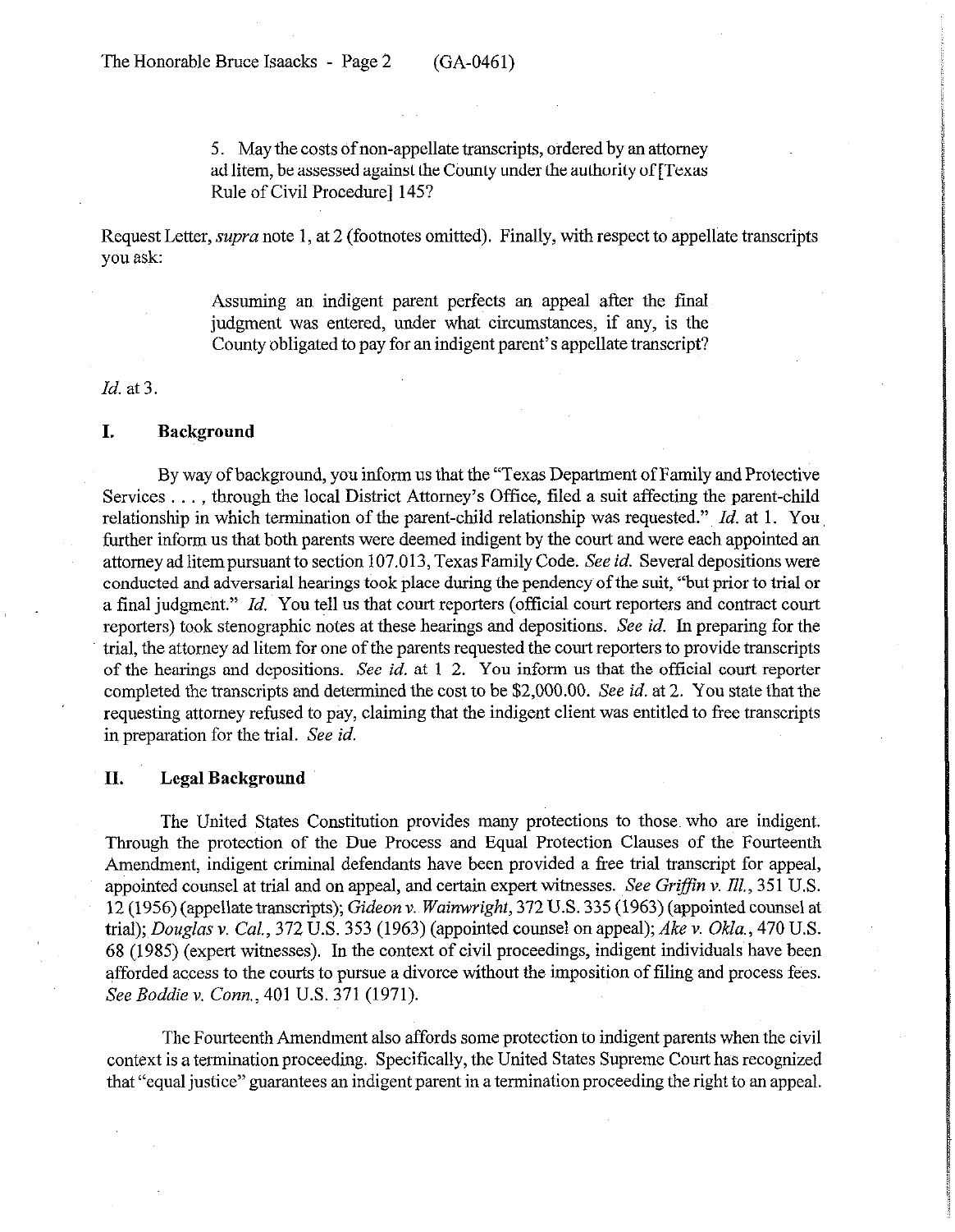> 5. May the costs of non-appellate transcripts, ordered by an attorney ad litem, be assessed against the County under the authority of [Texas Rule of Civil Procedure] 145?

Request Letter, *supra* note 1, at 2 (footnotes omitted). Finally, with respect to appellate transcripts you ask:

> Assuming an indigent parent perfects an appeal after the final judgment was entered, under what circumstances, if any, is the County obligated to pay for an indigent parent's appellate transcript?

*Id.* at 3.

## I. Background

By way of background, you inform us that the "Texas Department of Family and Protective Services . . . , through the local District Attorney's Office, filed a suit affecting the parent-child relationship in which termination of the parent-child relationship was requested." *Id.* at 1. You further inform us that both parents were deemed indigent by the court and were each appointed an attorney ad litem pursuant to section 107.013, Texas Family Code. *See id.* Several depositions were conducted and adversarial hearings took place during the pendency of the suit, "but prior to trial or a final judgment." *Id.* You tell us that court reporters (official court reporters and contract court reporters) took stenographic notes at these hearings and depositions. *See id.* In preparing for the trial, the attorney ad litem for one of the parents requested the court reporters to provide transcripts of the hearings and depositions. *See id.* at 1 2. You inform us that the official court reporter completed the transcripts and determined the cost to be $2,000.00. *See id.* at 2. You state that the requesting attorney refused to pay, claiming that the indigent client was entitled to free transcripts in preparation for the trial. *See id.*

## II. Legal Background

The United States Constitution provides many protections to those who are indigent. Through the protection of the Due Process and Equal Protection Clauses of the Fourteenth Amendment, indigent criminal defendants have been provided a free trial transcript for appeal, appointed counsel at trial and on appeal, and certain expert witnesses. *See Griffin v. Ill.*, 351 U.S. 12 (1956) (appellate transcripts); *Gideon v. Wainwright*, 372 U.S. 335 (1963) (appointed counsel at trial); *Douglas v. Cal.*, 372 U.S. 353 (1963) (appointed counsel on appeal); *Ake v. Okla.*, 470 U.S. 68 (1985) (expert witnesses). In the context of civil proceedings, indigent individuals have been afforded access to the courts to pursue a divorce without the imposition of filing and process fees. *See Boddie v. Conn.*, 401 U.S. 371 (1971).

The Fourteenth Amendment also affords some protection to indigent parents when the civil context is a termination proceeding. Specifically, the United States Supreme Court has recognized that "equal justice" guarantees an indigent parent in a termination proceeding the right to an appeal.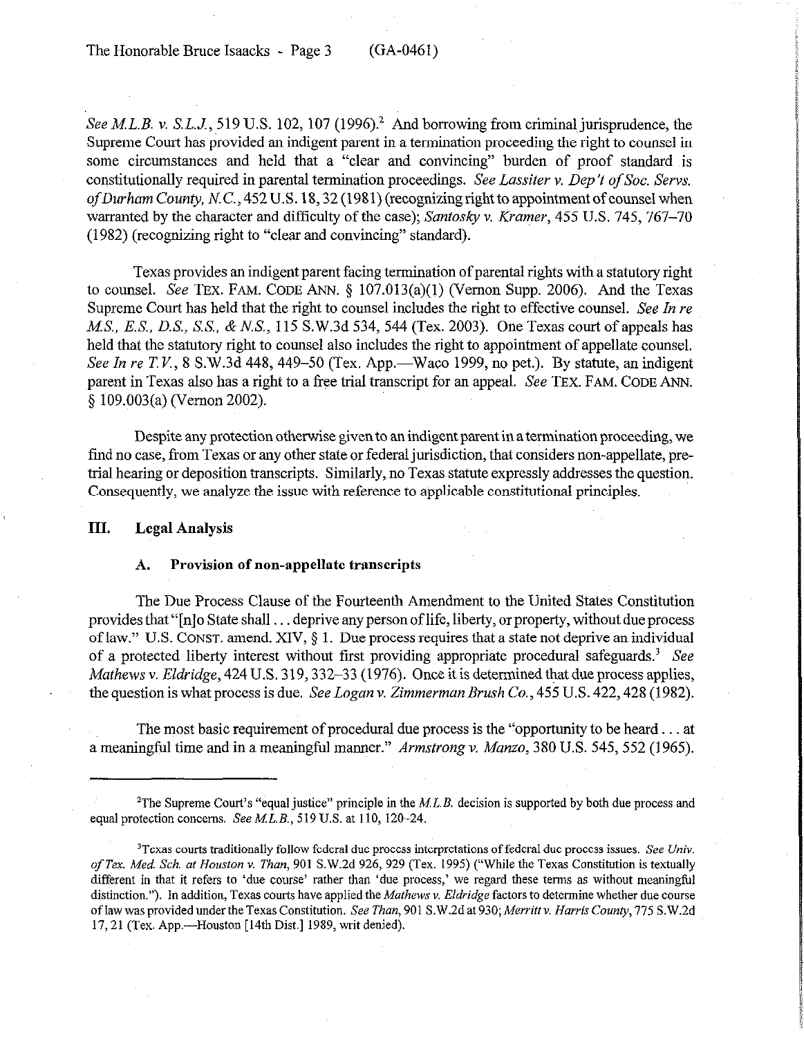*See M.L.B. v. S.L.J.*, 519 U.S. 102, 107 (1996).[2] And borrowing from criminal jurisprudence, the Supreme Court has provided an indigent parent in a termination proceeding the right to counsel in some circumstances and held that a "clear and convincing" burden of proof standard is constitutionally required in parental termination proceedings. *See Lassiter v. Dep't of Soc. Servs. of Durham County, N.C.*, 452 U.S. 18, 32 (1981) (recognizing right to appointment of counsel when warranted by the character and difficulty of the case); *Santosky v. Kramer*, 455 U.S. 745, 767–70 (1982) (recognizing right to "clear and convincing" standard).

Texas provides an indigent parent facing termination of parental rights with a statutory right to counsel. *See* TEX. FAM. CODE ANN. § 107.013(a)(1) (Vernon Supp. 2006). And the Texas Supreme Court has held that the right to counsel includes the right to effective counsel. *See In re M.S., E.S., D.S., S.S., & N.S.*, 115 S.W.3d 534, 544 (Tex. 2003). One Texas court of appeals has held that the statutory right to counsel also includes the right to appointment of appellate counsel. *See In re T.V.*, 8 S.W.3d 448, 449–50 (Tex. App.—Waco 1999, no pet.). By statute, an indigent parent in Texas also has a right to a free trial transcript for an appeal. *See* TEX. FAM. CODE ANN. § 109.003(a) (Vernon 2002).

Despite any protection otherwise given to an indigent parent in a termination proceeding, we find no case, from Texas or any other state or federal jurisdiction, that considers non-appellate, pre-trial hearing or deposition transcripts. Similarly, no Texas statute expressly addresses the question. Consequently, we analyze the issue with reference to applicable constitutional principles.

## III. Legal Analysis

### A. Provision of non-appellate transcripts

The Due Process Clause of the Fourteenth Amendment to the United States Constitution provides that "[n]o State shall . . . deprive any person of life, liberty, or property, without due process of law." U.S. CONST. amend. XIV, § 1. Due process requires that a state not deprive an individual of a protected liberty interest without first providing appropriate procedural safeguards.[3] *See Mathews v. Eldridge*, 424 U.S. 319, 332–33 (1976). Once it is determined that due process applies, the question is what process is due. *See Logan v. Zimmerman Brush Co.*, 455 U.S. 422, 428 (1982).

The most basic requirement of procedural due process is the "opportunity to be heard . . . at a meaningful time and in a meaningful manner." *Armstrong v. Manzo*, 380 U.S. 545, 552 (1965).

---

[2] The Supreme Court's "equal justice" principle in the *M.L.B.* decision is supported by both due process and equal protection concerns. *See M.L.B.*, 519 U.S. at 110, 120–24.

[3] Texas courts traditionally follow federal due process interpretations of federal due process issues. *See Univ. of Tex. Med. Sch. at Houston v. Than*, 901 S.W.2d 926, 929 (Tex. 1995) ("While the Texas Constitution is textually different in that it refers to 'due course' rather than 'due process,' we regard these terms as without meaningful distinction."). In addition, Texas courts have applied the *Mathews v. Eldridge* factors to determine whether due course of law was provided under the Texas Constitution. *See Than*, 901 S.W.2d at 930; *Merritt v. Harris County*, 775 S.W.2d 17, 21 (Tex. App.—Houston [14th Dist.] 1989, writ denied).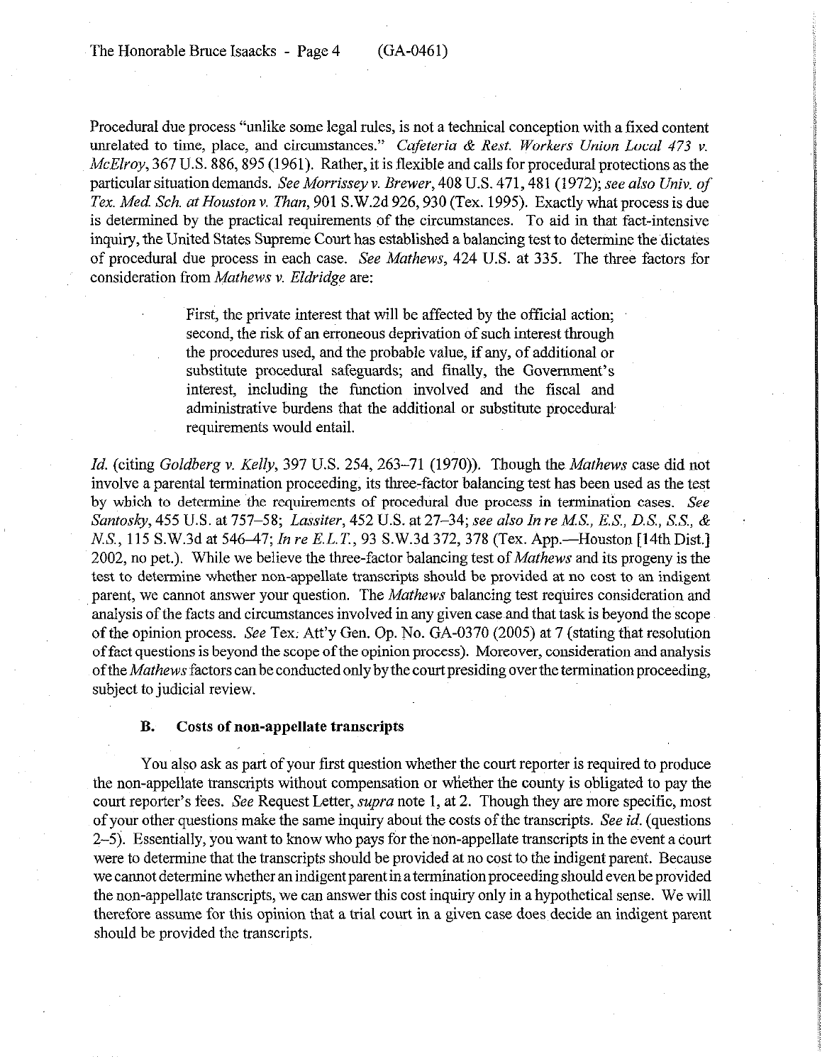Procedural due process "unlike some legal rules, is not a technical conception with a fixed content unrelated to time, place, and circumstances." *Cafeteria & Rest. Workers Union Local 473 v. McElroy*, 367 U.S. 886, 895 (1961). Rather, it is flexible and calls for procedural protections as the particular situation demands. *See Morrissey v. Brewer*, 408 U.S. 471, 481 (1972); *see also Univ. of Tex. Med. Sch. at Houston v. Than*, 901 S.W.2d 926, 930 (Tex. 1995). Exactly what process is due is determined by the practical requirements of the circumstances. To aid in that fact-intensive inquiry, the United States Supreme Court has established a balancing test to determine the dictates of procedural due process in each case. *See Mathews*, 424 U.S. at 335. The three factors for consideration from *Mathews v. Eldridge* are:

> First, the private interest that will be affected by the official action; second, the risk of an erroneous deprivation of such interest through the procedures used, and the probable value, if any, of additional or substitute procedural safeguards; and finally, the Government's interest, including the function involved and the fiscal and administrative burdens that the additional or substitute procedural requirements would entail.

*Id.* (citing *Goldberg v. Kelly*, 397 U.S. 254, 263–71 (1970)). Though the *Mathews* case did not involve a parental termination proceeding, its three-factor balancing test has been used as the test by which to determine the requirements of procedural due process in termination cases. *See Santosky*, 455 U.S. at 757–58; *Lassiter*, 452 U.S. at 27–34; *see also In re M.S., E.S., D.S., S.S., & N.S.*, 115 S.W.3d at 546–47; *In re E.L.T.*, 93 S.W.3d 372, 378 (Tex. App.—Houston [14th Dist.] 2002, no pet.). While we believe the three-factor balancing test of *Mathews* and its progeny is the test to determine whether non-appellate transcripts should be provided at no cost to an indigent parent, we cannot answer your question. The *Mathews* balancing test requires consideration and analysis of the facts and circumstances involved in any given case and that task is beyond the scope of the opinion process. *See* Tex. Att'y Gen. Op. No. GA-0370 (2005) at 7 (stating that resolution of fact questions is beyond the scope of the opinion process). Moreover, consideration and analysis of the *Mathews* factors can be conducted only by the court presiding over the termination proceeding, subject to judicial review.

### B. Costs of non-appellate transcripts

You also ask as part of your first question whether the court reporter is required to produce the non-appellate transcripts without compensation or whether the county is obligated to pay the court reporter's fees. *See* Request Letter, *supra* note 1, at 2. Though they are more specific, most of your other questions make the same inquiry about the costs of the transcripts. *See id.* (questions 2–5). Essentially, you want to know who pays for the non-appellate transcripts in the event a court were to determine that the transcripts should be provided at no cost to the indigent parent. Because we cannot determine whether an indigent parent in a termination proceeding should even be provided the non-appellate transcripts, we can answer this cost inquiry only in a hypothetical sense. We will therefore assume for this opinion that a trial court in a given case does decide an indigent parent should be provided the transcripts.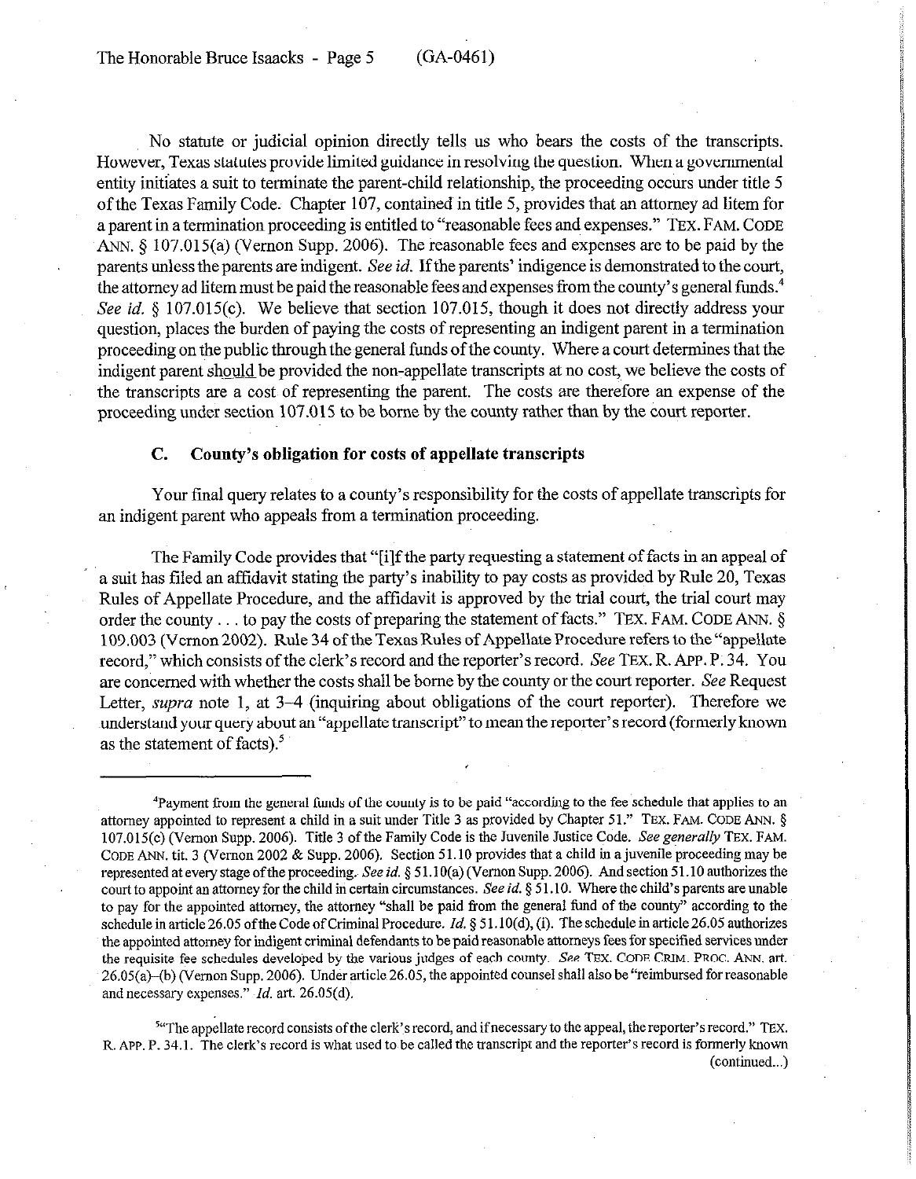No statute or judicial opinion directly tells us who bears the costs of the transcripts. However, Texas statutes provide limited guidance in resolving the question. When a governmental entity initiates a suit to terminate the parent-child relationship, the proceeding occurs under title 5 of the Texas Family Code. Chapter 107, contained in title 5, provides that an attorney ad litem for a parent in a termination proceeding is entitled to "reasonable fees and expenses." TEX. FAM. CODE ANN. § 107.015(a) (Vernon Supp. 2006). The reasonable fees and expenses are to be paid by the parents unless the parents are indigent. *See id.* If the parents' indigence is demonstrated to the court, the attorney ad litem must be paid the reasonable fees and expenses from the county's general funds.[4] *See id.* § 107.015(c). We believe that section 107.015, though it does not directly address your question, places the burden of paying the costs of representing an indigent parent in a termination proceeding on the public through the general funds of the county. Where a court determines that the indigent parent should be provided the non-appellate transcripts at no cost, we believe the costs of the transcripts are a cost of representing the parent. The costs are therefore an expense of the proceeding under section 107.015 to be borne by the county rather than by the court reporter.

### C. County's obligation for costs of appellate transcripts

Your final query relates to a county's responsibility for the costs of appellate transcripts for an indigent parent who appeals from a termination proceeding.

The Family Code provides that "[i]f the party requesting a statement of facts in an appeal of a suit has filed an affidavit stating the party's inability to pay costs as provided by Rule 20, Texas Rules of Appellate Procedure, and the affidavit is approved by the trial court, the trial court may order the county . . . to pay the costs of preparing the statement of facts." TEX. FAM. CODE ANN. § 109.003 (Vernon 2002). Rule 34 of the Texas Rules of Appellate Procedure refers to the "appellate record," which consists of the clerk's record and the reporter's record. *See* TEX. R. APP. P. 34. You are concerned with whether the costs shall be borne by the county or the court reporter. *See* Request Letter, *supra* note 1, at 3–4 (inquiring about obligations of the court reporter). Therefore we understand your query about an "appellate transcript" to mean the reporter's record (formerly known as the statement of facts).[5]

---

[4]Payment from the general funds of the county is to be paid "according to the fee schedule that applies to an attorney appointed to represent a child in a suit under Title 3 as provided by Chapter 51." TEX. FAM. CODE ANN. § 107.015(c) (Vernon Supp. 2006). Title 3 of the Family Code is the Juvenile Justice Code. *See generally* TEX. FAM. CODE ANN. tit. 3 (Vernon 2002 & Supp. 2006). Section 51.10 provides that a child in a juvenile proceeding may be represented at every stage of the proceeding. *See id.* § 51.10(a) (Vernon Supp. 2006). And section 51.10 authorizes the court to appoint an attorney for the child in certain circumstances. *See id.* § 51.10. Where the child's parents are unable to pay for the appointed attorney, the attorney "shall be paid from the general fund of the county" according to the schedule in article 26.05 of the Code of Criminal Procedure. *Id.* § 51.10(d), (i). The schedule in article 26.05 authorizes the appointed attorney for indigent criminal defendants to be paid reasonable attorneys fees for specified services under the requisite fee schedules developed by the various judges of each county. *See* TEX. CODE CRIM. PROC. ANN. art. 26.05(a)–(b) (Vernon Supp. 2006). Under article 26.05, the appointed counsel shall also be "reimbursed for reasonable and necessary expenses." *Id.* art. 26.05(d).

[5]"The appellate record consists of the clerk's record, and if necessary to the appeal, the reporter's record." TEX. R. APP. P. 34.1. The clerk's record is what used to be called the transcript and the reporter's record is formerly known (continued...)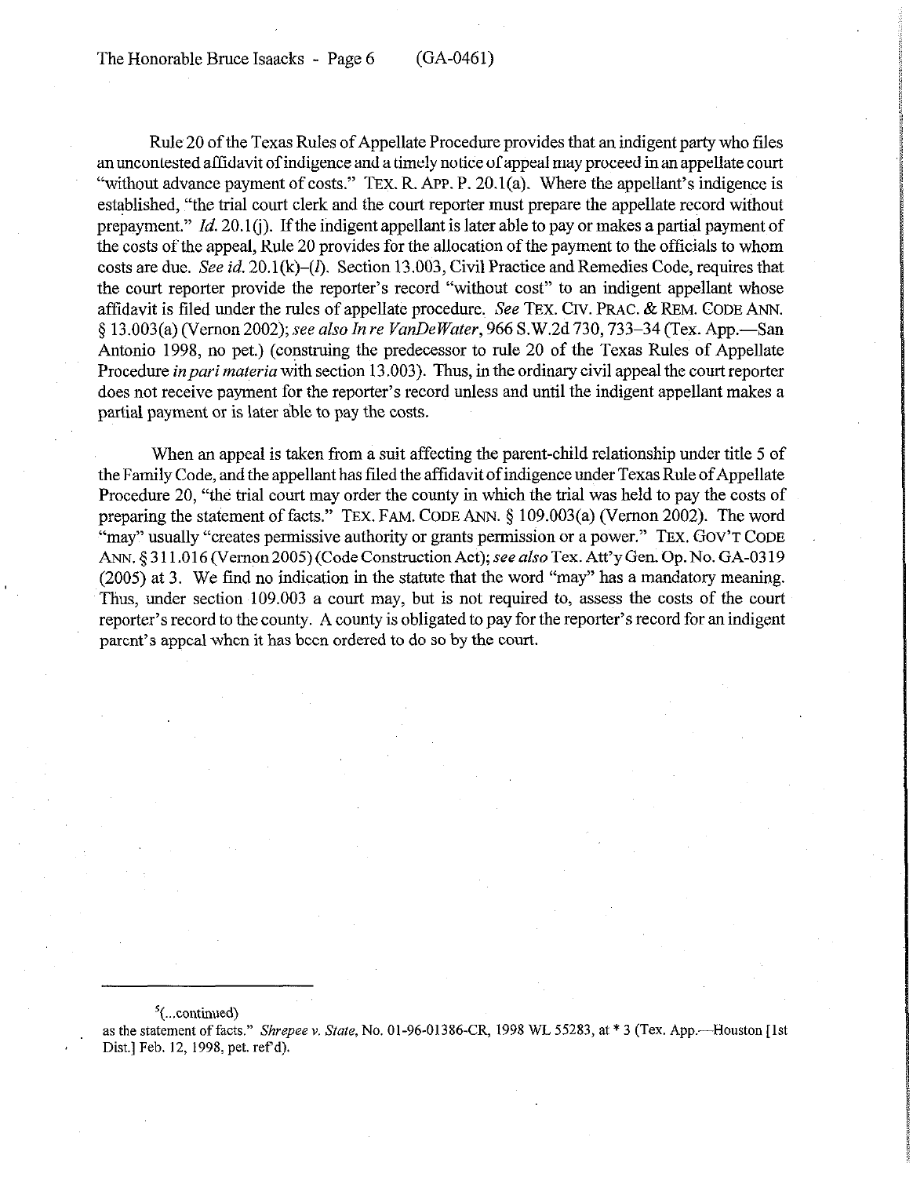Rule 20 of the Texas Rules of Appellate Procedure provides that an indigent party who files an uncontested affidavit of indigence and a timely notice of appeal may proceed in an appellate court "without advance payment of costs." TEX. R. APP. P. 20.1(a). Where the appellant's indigence is established, "the trial court clerk and the court reporter must prepare the appellate record without prepayment." *Id.* 20.1(j). If the indigent appellant is later able to pay or makes a partial payment of the costs of the appeal, Rule 20 provides for the allocation of the payment to the officials to whom costs are due. *See id.* 20.1(k)–(*l*). Section 13.003, Civil Practice and Remedies Code, requires that the court reporter provide the reporter's record "without cost" to an indigent appellant whose affidavit is filed under the rules of appellate procedure. *See* TEX. CIV. PRAC. & REM. CODE ANN. § 13.003(a) (Vernon 2002); *see also In re VanDeWater*, 966 S.W.2d 730, 733–34 (Tex. App.—San Antonio 1998, no pet.) (construing the predecessor to rule 20 of the Texas Rules of Appellate Procedure *in pari materia* with section 13.003). Thus, in the ordinary civil appeal the court reporter does not receive payment for the reporter's record unless and until the indigent appellant makes a partial payment or is later able to pay the costs.

When an appeal is taken from a suit affecting the parent-child relationship under title 5 of the Family Code, and the appellant has filed the affidavit of indigence under Texas Rule of Appellate Procedure 20, "the trial court may order the county in which the trial was held to pay the costs of preparing the statement of facts." TEX. FAM. CODE ANN. § 109.003(a) (Vernon 2002). The word "may" usually "creates permissive authority or grants permission or a power." TEX. GOV'T CODE ANN. § 311.016 (Vernon 2005) (Code Construction Act); *see also* Tex. Att'y Gen. Op. No. GA-0319 (2005) at 3. We find no indication in the statute that the word "may" has a mandatory meaning. Thus, under section 109.003 a court may, but is not required to, assess the costs of the court reporter's record to the county. A county is obligated to pay for the reporter's record for an indigent parent's appeal when it has been ordered to do so by the court.

---

[5](...continued)
as the statement of facts." *Shrepee v. State*, No. 01-96-01386-CR, 1998 WL 55283, at \* 3 (Tex. App.—Houston [1st Dist.] Feb. 12, 1998, pet. ref'd).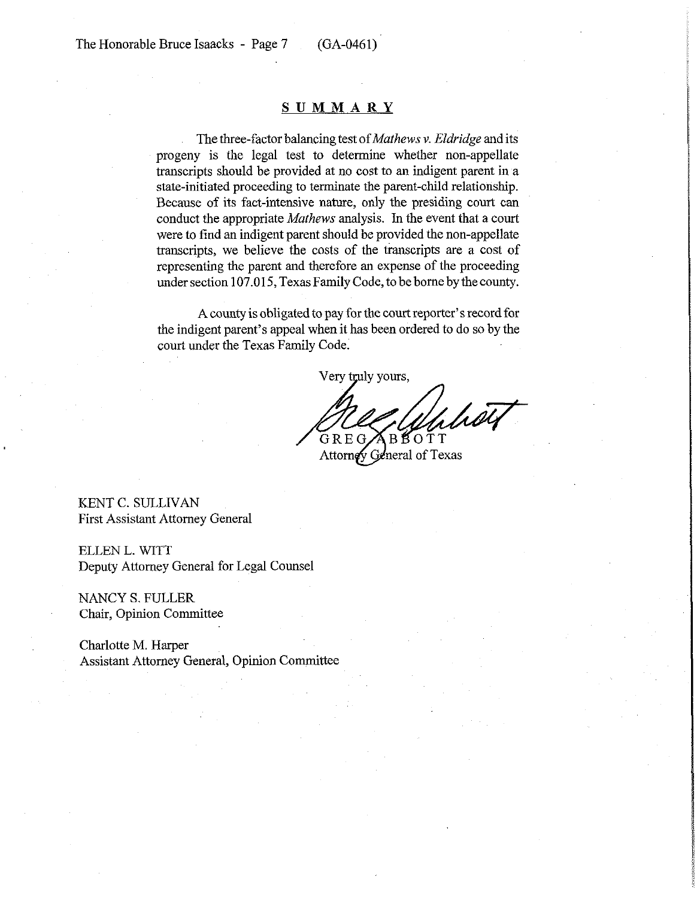## SUMMARY

The three-factor balancing test of *Mathews v. Eldridge* and its progeny is the legal test to determine whether non-appellate transcripts should be provided at no cost to an indigent parent in a state-initiated proceeding to terminate the parent-child relationship. Because of its fact-intensive nature, only the presiding court can conduct the appropriate *Mathews* analysis. In the event that a court were to find an indigent parent should be provided the non-appellate transcripts, we believe the costs of the transcripts are a cost of representing the parent and therefore an expense of the proceeding under section 107.015, Texas Family Code, to be borne by the county.

A county is obligated to pay for the court reporter's record for the indigent parent's appeal when it has been ordered to do so by the court under the Texas Family Code.

Very truly yours,

GREG ABBOTT
Attorney General of Texas

KENT C. SULLIVAN
First Assistant Attorney General

ELLEN L. WITT
Deputy Attorney General for Legal Counsel

NANCY S. FULLER
Chair, Opinion Committee

Charlotte M. Harper
Assistant Attorney General, Opinion Committee